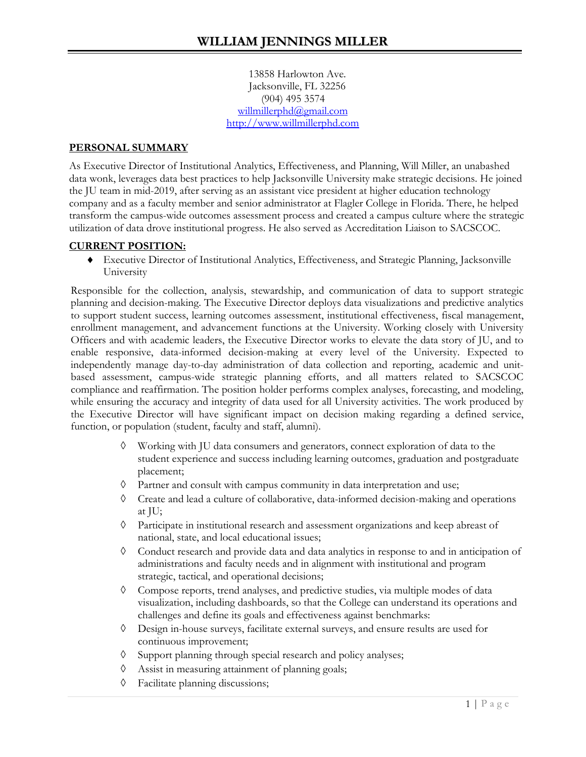# WILLIAM JENNINGS MILLER

13858 Harlowton Ave.
Jacksonville, FL 32256
(904) 495 3574
willmillerphd@gmail.com
http://www.willmillerphd.com

## PERSONAL SUMMARY

As Executive Director of Institutional Analytics, Effectiveness, and Planning, Will Miller, an unabashed data wonk, leverages data best practices to help Jacksonville University make strategic decisions. He joined the JU team in mid-2019, after serving as an assistant vice president at higher education technology company and as a faculty member and senior administrator at Flagler College in Florida. There, he helped transform the campus-wide outcomes assessment process and created a campus culture where the strategic utilization of data drove institutional progress. He also served as Accreditation Liaison to SACSCOC.

## CURRENT POSITION:

- Executive Director of Institutional Analytics, Effectiveness, and Strategic Planning, Jacksonville University

Responsible for the collection, analysis, stewardship, and communication of data to support strategic planning and decision-making. The Executive Director deploys data visualizations and predictive analytics to support student success, learning outcomes assessment, institutional effectiveness, fiscal management, enrollment management, and advancement functions at the University. Working closely with University Officers and with academic leaders, the Executive Director works to elevate the data story of JU, and to enable responsive, data-informed decision-making at every level of the University. Expected to independently manage day-to-day administration of data collection and reporting, academic and unit-based assessment, campus-wide strategic planning efforts, and all matters related to SACSCOC compliance and reaffirmation. The position holder performs complex analyses, forecasting, and modeling, while ensuring the accuracy and integrity of data used for all University activities. The work produced by the Executive Director will have significant impact on decision making regarding a defined service, function, or population (student, faculty and staff, alumni).

- Working with JU data consumers and generators, connect exploration of data to the student experience and success including learning outcomes, graduation and postgraduate placement;
- Partner and consult with campus community in data interpretation and use;
- Create and lead a culture of collaborative, data-informed decision-making and operations at JU;
- Participate in institutional research and assessment organizations and keep abreast of national, state, and local educational issues;
- Conduct research and provide data and data analytics in response to and in anticipation of administrations and faculty needs and in alignment with institutional and program strategic, tactical, and operational decisions;
- Compose reports, trend analyses, and predictive studies, via multiple modes of data visualization, including dashboards, so that the College can understand its operations and challenges and define its goals and effectiveness against benchmarks:
- Design in-house surveys, facilitate external surveys, and ensure results are used for continuous improvement;
- Support planning through special research and policy analyses;
- Assist in measuring attainment of planning goals;
- Facilitate planning discussions;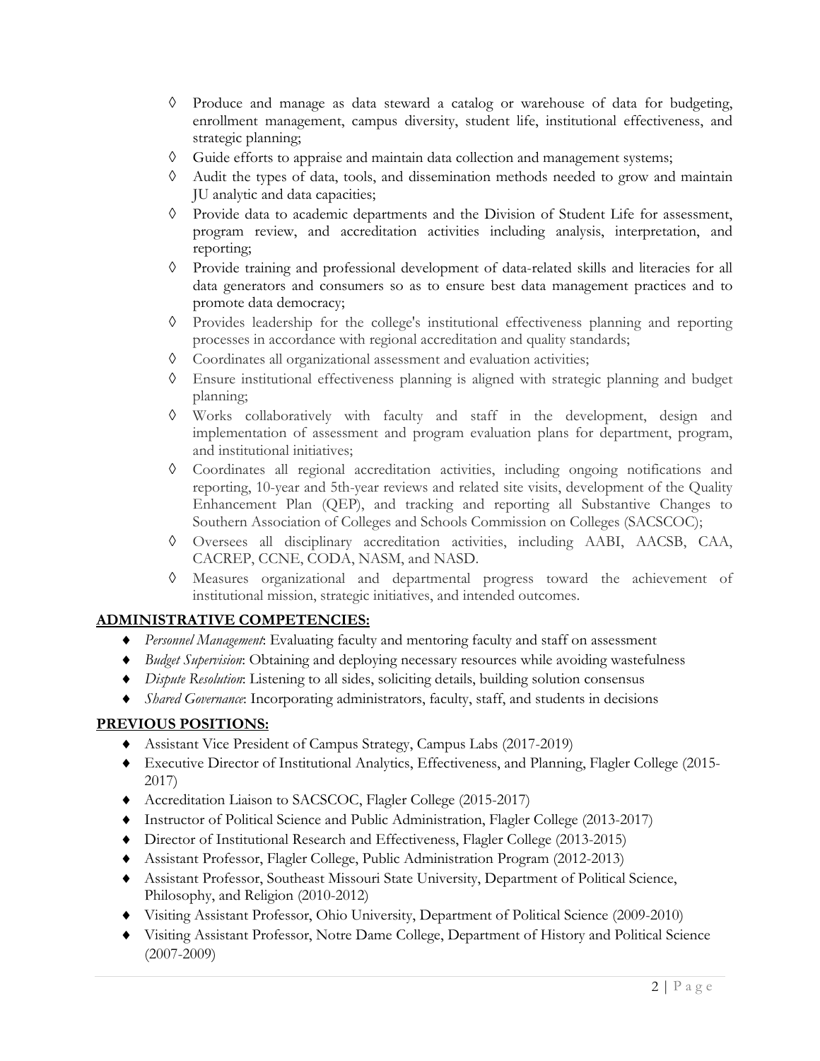- ◊ Produce and manage as data steward a catalog or warehouse of data for budgeting, enrollment management, campus diversity, student life, institutional effectiveness, and strategic planning;
- ◊ Guide efforts to appraise and maintain data collection and management systems;
- ◊ Audit the types of data, tools, and dissemination methods needed to grow and maintain JU analytic and data capacities;
- ◊ Provide data to academic departments and the Division of Student Life for assessment, program review, and accreditation activities including analysis, interpretation, and reporting;
- ◊ Provide training and professional development of data-related skills and literacies for all data generators and consumers so as to ensure best data management practices and to promote data democracy;
- ◊ Provides leadership for the college's institutional effectiveness planning and reporting processes in accordance with regional accreditation and quality standards;
- ◊ Coordinates all organizational assessment and evaluation activities;
- ◊ Ensure institutional effectiveness planning is aligned with strategic planning and budget planning;
- ◊ Works collaboratively with faculty and staff in the development, design and implementation of assessment and program evaluation plans for department, program, and institutional initiatives;
- ◊ Coordinates all regional accreditation activities, including ongoing notifications and reporting, 10-year and 5th-year reviews and related site visits, development of the Quality Enhancement Plan (QEP), and tracking and reporting all Substantive Changes to Southern Association of Colleges and Schools Commission on Colleges (SACSCOC);
- ◊ Oversees all disciplinary accreditation activities, including AABI, AACSB, CAA, CACREP, CCNE, CODA, NASM, and NASD.
- ◊ Measures organizational and departmental progress toward the achievement of institutional mission, strategic initiatives, and intended outcomes.

## **ADMINISTRATIVE COMPETENCIES:**

- *Personnel Management*: Evaluating faculty and mentoring faculty and staff on assessment
- *Budget Supervision*: Obtaining and deploying necessary resources while avoiding wastefulness
- *Dispute Resolution*: Listening to all sides, soliciting details, building solution consensus
- *Shared Governance*: Incorporating administrators, faculty, staff, and students in decisions

## **PREVIOUS POSITIONS:**

- Assistant Vice President of Campus Strategy, Campus Labs (2017-2019)
- Executive Director of Institutional Analytics, Effectiveness, and Planning, Flagler College (2015-2017)
- Accreditation Liaison to SACSCOC, Flagler College (2015-2017)
- Instructor of Political Science and Public Administration, Flagler College (2013-2017)
- Director of Institutional Research and Effectiveness, Flagler College (2013-2015)
- Assistant Professor, Flagler College, Public Administration Program (2012-2013)
- Assistant Professor, Southeast Missouri State University, Department of Political Science, Philosophy, and Religion (2010-2012)
- Visiting Assistant Professor, Ohio University, Department of Political Science (2009-2010)
- Visiting Assistant Professor, Notre Dame College, Department of History and Political Science (2007-2009)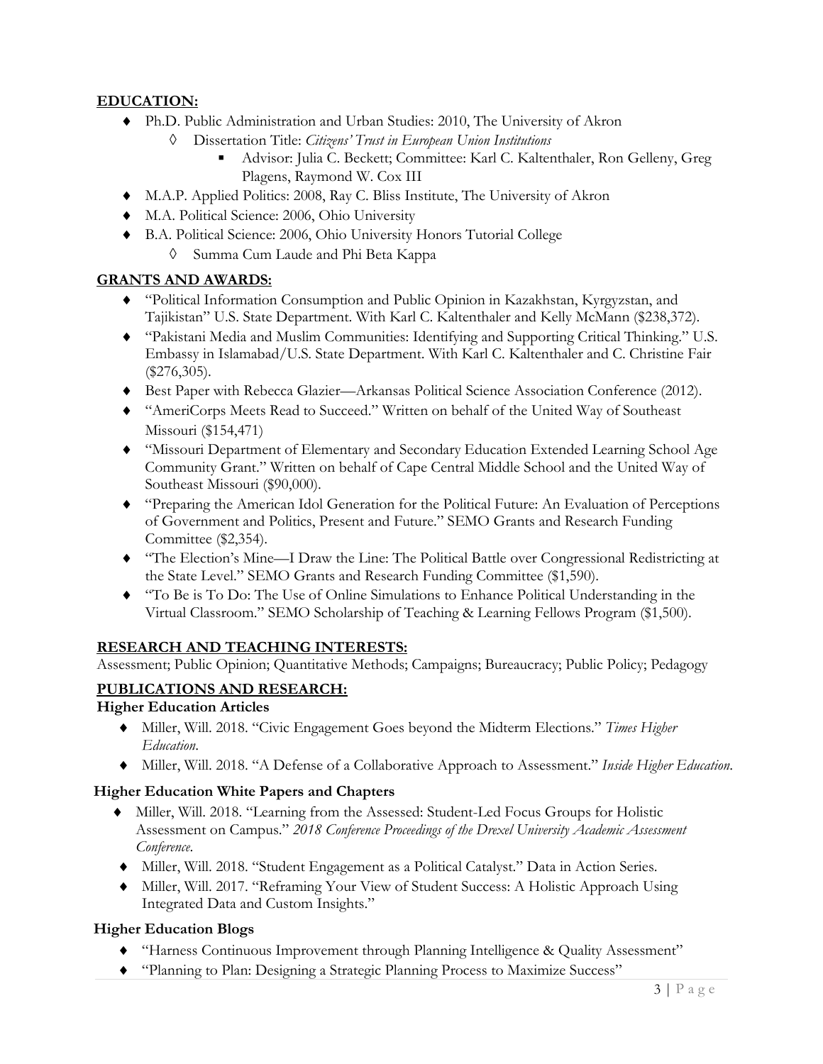## EDUCATION:

- Ph.D. Public Administration and Urban Studies: 2010, The University of Akron
  - Dissertation Title: *Citizens' Trust in European Union Institutions*
    - Advisor: Julia C. Beckett; Committee: Karl C. Kaltenthaler, Ron Gelleny, Greg Plagens, Raymond W. Cox III
- M.A.P. Applied Politics: 2008, Ray C. Bliss Institute, The University of Akron
- M.A. Political Science: 2006, Ohio University
- B.A. Political Science: 2006, Ohio University Honors Tutorial College
  - Summa Cum Laude and Phi Beta Kappa

## GRANTS AND AWARDS:

- "Political Information Consumption and Public Opinion in Kazakhstan, Kyrgyzstan, and Tajikistan" U.S. State Department. With Karl C. Kaltenthaler and Kelly McMann ($238,372).
- "Pakistani Media and Muslim Communities: Identifying and Supporting Critical Thinking." U.S. Embassy in Islamabad/U.S. State Department. With Karl C. Kaltenthaler and C. Christine Fair ($276,305).
- Best Paper with Rebecca Glazier—Arkansas Political Science Association Conference (2012).
- "AmeriCorps Meets Read to Succeed." Written on behalf of the United Way of Southeast Missouri ($154,471)
- "Missouri Department of Elementary and Secondary Education Extended Learning School Age Community Grant." Written on behalf of Cape Central Middle School and the United Way of Southeast Missouri ($90,000).
- "Preparing the American Idol Generation for the Political Future: An Evaluation of Perceptions of Government and Politics, Present and Future." SEMO Grants and Research Funding Committee ($2,354).
- "The Election's Mine—I Draw the Line: The Political Battle over Congressional Redistricting at the State Level." SEMO Grants and Research Funding Committee ($1,590).
- "To Be is To Do: The Use of Online Simulations to Enhance Political Understanding in the Virtual Classroom." SEMO Scholarship of Teaching & Learning Fellows Program ($1,500).

## RESEARCH AND TEACHING INTERESTS:

Assessment; Public Opinion; Quantitative Methods; Campaigns; Bureaucracy; Public Policy; Pedagogy

## PUBLICATIONS AND RESEARCH:

### Higher Education Articles

- Miller, Will. 2018. "Civic Engagement Goes beyond the Midterm Elections." *Times Higher Education*.
- Miller, Will. 2018. "A Defense of a Collaborative Approach to Assessment." *Inside Higher Education*.

### Higher Education White Papers and Chapters

- Miller, Will. 2018. "Learning from the Assessed: Student-Led Focus Groups for Holistic Assessment on Campus." *2018 Conference Proceedings of the Drexel University Academic Assessment Conference*.
- Miller, Will. 2018. "Student Engagement as a Political Catalyst." Data in Action Series.
- Miller, Will. 2017. "Reframing Your View of Student Success: A Holistic Approach Using Integrated Data and Custom Insights."

### Higher Education Blogs

- "Harness Continuous Improvement through Planning Intelligence & Quality Assessment"
- "Planning to Plan: Designing a Strategic Planning Process to Maximize Success"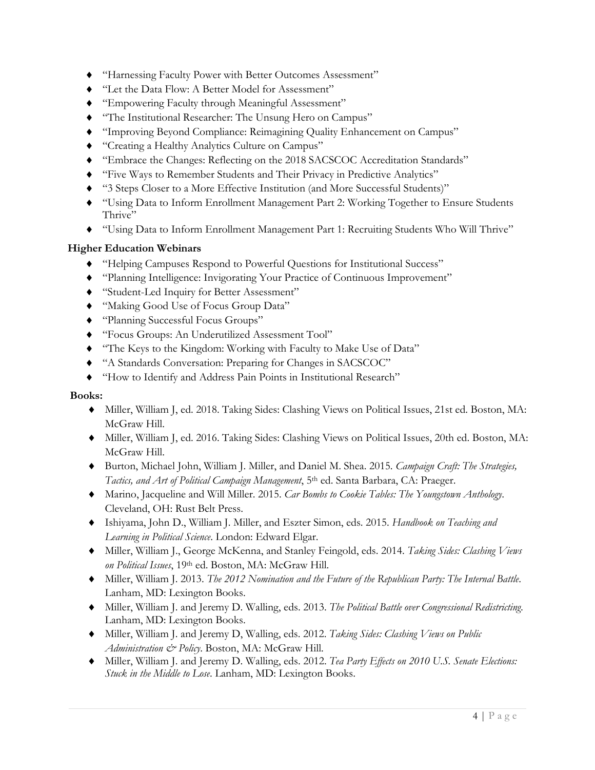- "Harnessing Faculty Power with Better Outcomes Assessment"
- "Let the Data Flow: A Better Model for Assessment"
- "Empowering Faculty through Meaningful Assessment"
- "The Institutional Researcher: The Unsung Hero on Campus"
- "Improving Beyond Compliance: Reimagining Quality Enhancement on Campus"
- "Creating a Healthy Analytics Culture on Campus"
- "Embrace the Changes: Reflecting on the 2018 SACSCOC Accreditation Standards"
- "Five Ways to Remember Students and Their Privacy in Predictive Analytics"
- "3 Steps Closer to a More Effective Institution (and More Successful Students)"
- "Using Data to Inform Enrollment Management Part 2: Working Together to Ensure Students Thrive"
- "Using Data to Inform Enrollment Management Part 1: Recruiting Students Who Will Thrive"

**Higher Education Webinars**

- "Helping Campuses Respond to Powerful Questions for Institutional Success"
- "Planning Intelligence: Invigorating Your Practice of Continuous Improvement"
- "Student-Led Inquiry for Better Assessment"
- "Making Good Use of Focus Group Data"
- "Planning Successful Focus Groups"
- "Focus Groups: An Underutilized Assessment Tool"
- "The Keys to the Kingdom: Working with Faculty to Make Use of Data"
- "A Standards Conversation: Preparing for Changes in SACSCOC"
- "How to Identify and Address Pain Points in Institutional Research"

**Books:**

- Miller, William J, ed. 2018. Taking Sides: Clashing Views on Political Issues, 21st ed. Boston, MA: McGraw Hill.
- Miller, William J, ed. 2016. Taking Sides: Clashing Views on Political Issues, 20th ed. Boston, MA: McGraw Hill.
- Burton, Michael John, William J. Miller, and Daniel M. Shea. 2015. *Campaign Craft: The Strategies, Tactics, and Art of Political Campaign Management*, 5th ed. Santa Barbara, CA: Praeger.
- Marino, Jacqueline and Will Miller. 2015. *Car Bombs to Cookie Tables: The Youngstown Anthology*. Cleveland, OH: Rust Belt Press.
- Ishiyama, John D., William J. Miller, and Eszter Simon, eds. 2015. *Handbook on Teaching and Learning in Political Science*. London: Edward Elgar.
- Miller, William J., George McKenna, and Stanley Feingold, eds. 2014. *Taking Sides: Clashing Views on Political Issues*, 19th ed. Boston, MA: McGraw Hill.
- Miller, William J. 2013. *The 2012 Nomination and the Future of the Republican Party: The Internal Battle*. Lanham, MD: Lexington Books.
- Miller, William J. and Jeremy D. Walling, eds. 2013. *The Political Battle over Congressional Redistricting*. Lanham, MD: Lexington Books.
- Miller, William J. and Jeremy D, Walling, eds. 2012. *Taking Sides: Clashing Views on Public Administration & Policy*. Boston, MA: McGraw Hill.
- Miller, William J. and Jeremy D. Walling, eds. 2012. *Tea Party Effects on 2010 U.S. Senate Elections: Stuck in the Middle to Lose*. Lanham, MD: Lexington Books.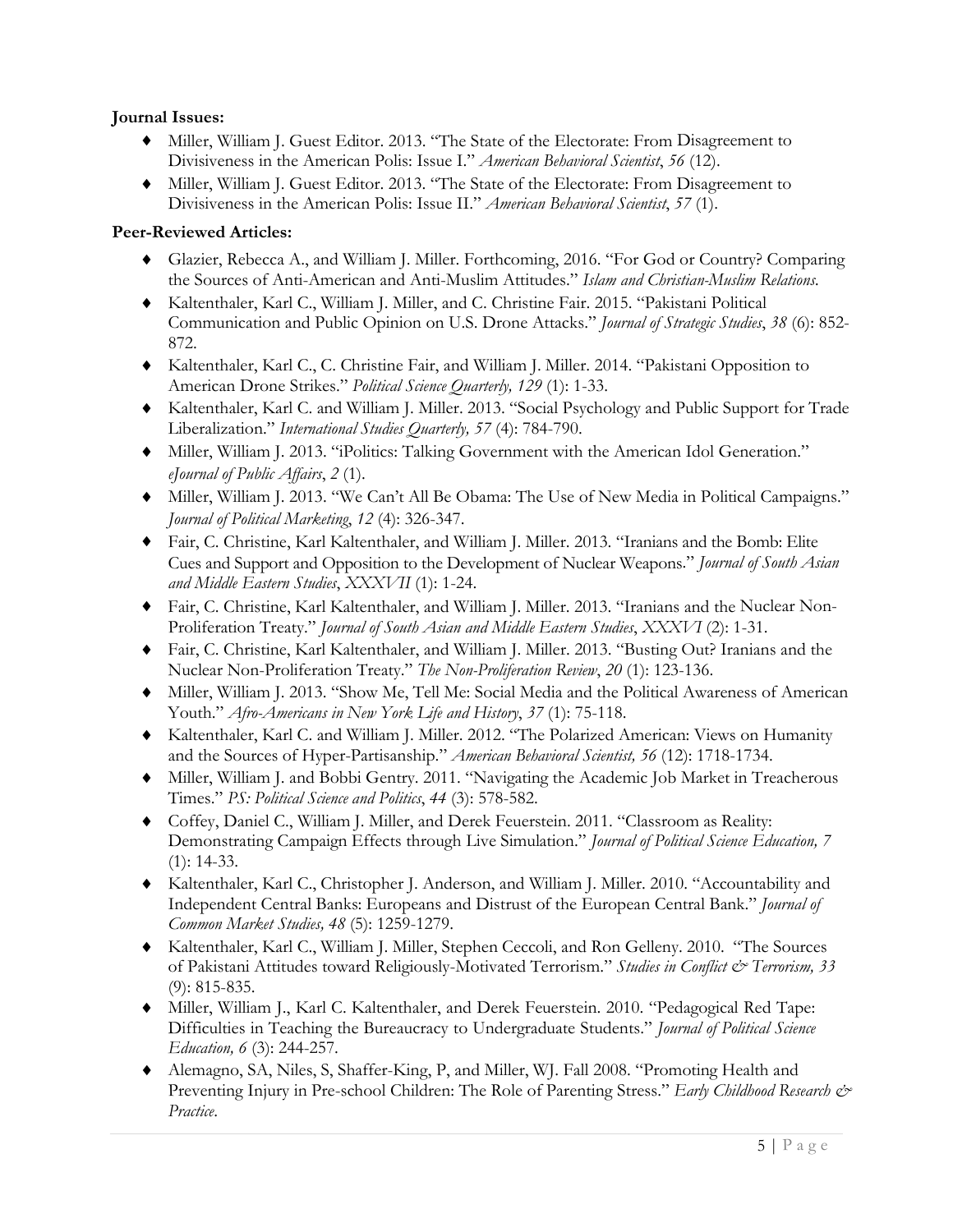**Journal Issues:**

- Miller, William J. Guest Editor. 2013. "The State of the Electorate: From Disagreement to Divisiveness in the American Polis: Issue I." *American Behavioral Scientist*, *56* (12).
- Miller, William J. Guest Editor. 2013. "The State of the Electorate: From Disagreement to Divisiveness in the American Polis: Issue II." *American Behavioral Scientist*, *57* (1).

**Peer-Reviewed Articles:**

- Glazier, Rebecca A., and William J. Miller. Forthcoming, 2016. "For God or Country? Comparing the Sources of Anti-American and Anti-Muslim Attitudes." *Islam and Christian-Muslim Relations.*
- Kaltenthaler, Karl C., William J. Miller, and C. Christine Fair. 2015. "Pakistani Political Communication and Public Opinion on U.S. Drone Attacks." *Journal of Strategic Studies*, *38* (6): 852-872.
- Kaltenthaler, Karl C., C. Christine Fair, and William J. Miller. 2014. "Pakistani Opposition to American Drone Strikes." *Political Science Quarterly, 129* (1): 1-33.
- Kaltenthaler, Karl C. and William J. Miller. 2013. "Social Psychology and Public Support for Trade Liberalization." *International Studies Quarterly, 57* (4): 784-790.
- Miller, William J. 2013. "iPolitics: Talking Government with the American Idol Generation." *eJournal of Public Affairs*, *2* (1).
- Miller, William J. 2013. "We Can't All Be Obama: The Use of New Media in Political Campaigns." *Journal of Political Marketing*, *12* (4): 326-347.
- Fair, C. Christine, Karl Kaltenthaler, and William J. Miller. 2013. "Iranians and the Bomb: Elite Cues and Support and Opposition to the Development of Nuclear Weapons." *Journal of South Asian and Middle Eastern Studies*, *XXXVII* (1): 1-24.
- Fair, C. Christine, Karl Kaltenthaler, and William J. Miller. 2013. "Iranians and the Nuclear Non-Proliferation Treaty." *Journal of South Asian and Middle Eastern Studies*, *XXXVI* (2): 1-31.
- Fair, C. Christine, Karl Kaltenthaler, and William J. Miller. 2013. "Busting Out? Iranians and the Nuclear Non-Proliferation Treaty." *The Non-Proliferation Review*, *20* (1): 123-136.
- Miller, William J. 2013. "Show Me, Tell Me: Social Media and the Political Awareness of American Youth." *Afro-Americans in New York Life and History*, *37* (1): 75-118.
- Kaltenthaler, Karl C. and William J. Miller. 2012. "The Polarized American: Views on Humanity and the Sources of Hyper-Partisanship." *American Behavioral Scientist, 56* (12): 1718-1734.
- Miller, William J. and Bobbi Gentry. 2011. "Navigating the Academic Job Market in Treacherous Times." *PS: Political Science and Politics*, *44* (3): 578-582.
- Coffey, Daniel C., William J. Miller, and Derek Feuerstein. 2011. "Classroom as Reality: Demonstrating Campaign Effects through Live Simulation." *Journal of Political Science Education, 7* (1): 14-33.
- Kaltenthaler, Karl C., Christopher J. Anderson, and William J. Miller. 2010. "Accountability and Independent Central Banks: Europeans and Distrust of the European Central Bank." *Journal of Common Market Studies, 48* (5): 1259-1279.
- Kaltenthaler, Karl C., William J. Miller, Stephen Ceccoli, and Ron Gelleny. 2010. "The Sources of Pakistani Attitudes toward Religiously-Motivated Terrorism." *Studies in Conflict & Terrorism, 33* (9): 815-835.
- Miller, William J., Karl C. Kaltenthaler, and Derek Feuerstein. 2010. "Pedagogical Red Tape: Difficulties in Teaching the Bureaucracy to Undergraduate Students." *Journal of Political Science Education, 6* (3): 244-257.
- Alemagno, SA, Niles, S, Shaffer-King, P, and Miller, WJ. Fall 2008. "Promoting Health and Preventing Injury in Pre-school Children: The Role of Parenting Stress." *Early Childhood Research & Practice*.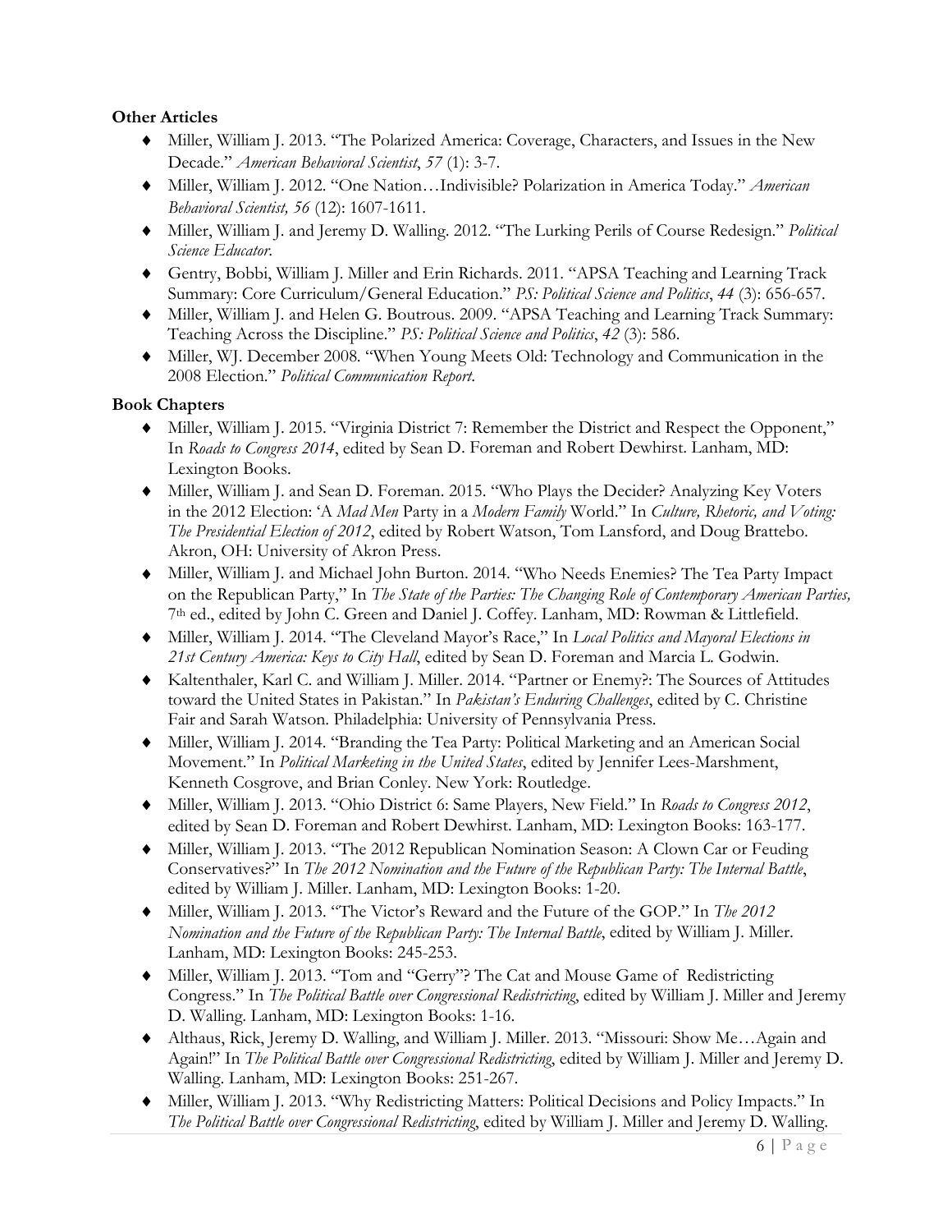**Other Articles**

- Miller, William J. 2013. "The Polarized America: Coverage, Characters, and Issues in the New Decade." *American Behavioral Scientist*, *57* (1): 3-7.
- Miller, William J. 2012. "One Nation…Indivisible? Polarization in America Today." *American Behavioral Scientist, 56* (12): 1607-1611.
- Miller, William J. and Jeremy D. Walling. 2012. "The Lurking Perils of Course Redesign." *Political Science Educator*.
- Gentry, Bobbi, William J. Miller and Erin Richards. 2011. "APSA Teaching and Learning Track Summary: Core Curriculum/General Education." *PS: Political Science and Politics*, *44* (3): 656-657.
- Miller, William J. and Helen G. Boutrous. 2009. "APSA Teaching and Learning Track Summary: Teaching Across the Discipline." *PS: Political Science and Politics*, *42* (3): 586.
- Miller, WJ. December 2008. "When Young Meets Old: Technology and Communication in the 2008 Election." *Political Communication Report*.

**Book Chapters**

- Miller, William J. 2015. "Virginia District 7: Remember the District and Respect the Opponent," In *Roads to Congress 2014*, edited by Sean D. Foreman and Robert Dewhirst. Lanham, MD: Lexington Books.
- Miller, William J. and Sean D. Foreman. 2015. "Who Plays the Decider? Analyzing Key Voters in the 2012 Election: 'A *Mad Men* Party in a *Modern Family* World." In *Culture, Rhetoric, and Voting: The Presidential Election of 2012*, edited by Robert Watson, Tom Lansford, and Doug Brattebo. Akron, OH: University of Akron Press.
- Miller, William J. and Michael John Burton. 2014. "Who Needs Enemies? The Tea Party Impact on the Republican Party," In *The State of the Parties: The Changing Role of Contemporary American Parties,* 7th ed., edited by John C. Green and Daniel J. Coffey. Lanham, MD: Rowman & Littlefield.
- Miller, William J. 2014. "The Cleveland Mayor's Race," In *Local Politics and Mayoral Elections in 21st Century America: Keys to City Hall*, edited by Sean D. Foreman and Marcia L. Godwin.
- Kaltenthaler, Karl C. and William J. Miller. 2014. "Partner or Enemy?: The Sources of Attitudes toward the United States in Pakistan." In *Pakistan's Enduring Challenges*, edited by C. Christine Fair and Sarah Watson. Philadelphia: University of Pennsylvania Press.
- Miller, William J. 2014. "Branding the Tea Party: Political Marketing and an American Social Movement." In *Political Marketing in the United States*, edited by Jennifer Lees-Marshment, Kenneth Cosgrove, and Brian Conley. New York: Routledge.
- Miller, William J. 2013. "Ohio District 6: Same Players, New Field." In *Roads to Congress 2012*, edited by Sean D. Foreman and Robert Dewhirst. Lanham, MD: Lexington Books: 163-177.
- Miller, William J. 2013. "The 2012 Republican Nomination Season: A Clown Car or Feuding Conservatives?" In *The 2012 Nomination and the Future of the Republican Party: The Internal Battle*, edited by William J. Miller. Lanham, MD: Lexington Books: 1-20.
- Miller, William J. 2013. "The Victor's Reward and the Future of the GOP." In *The 2012 Nomination and the Future of the Republican Party: The Internal Battle*, edited by William J. Miller. Lanham, MD: Lexington Books: 245-253.
- Miller, William J. 2013. "Tom and "Gerry"? The Cat and Mouse Game of Redistricting Congress." In *The Political Battle over Congressional Redistricting*, edited by William J. Miller and Jeremy D. Walling. Lanham, MD: Lexington Books: 1-16.
- Althaus, Rick, Jeremy D. Walling, and William J. Miller. 2013. "Missouri: Show Me…Again and Again!" In *The Political Battle over Congressional Redistricting*, edited by William J. Miller and Jeremy D. Walling. Lanham, MD: Lexington Books: 251-267.
- Miller, William J. 2013. "Why Redistricting Matters: Political Decisions and Policy Impacts." In *The Political Battle over Congressional Redistricting*, edited by William J. Miller and Jeremy D. Walling.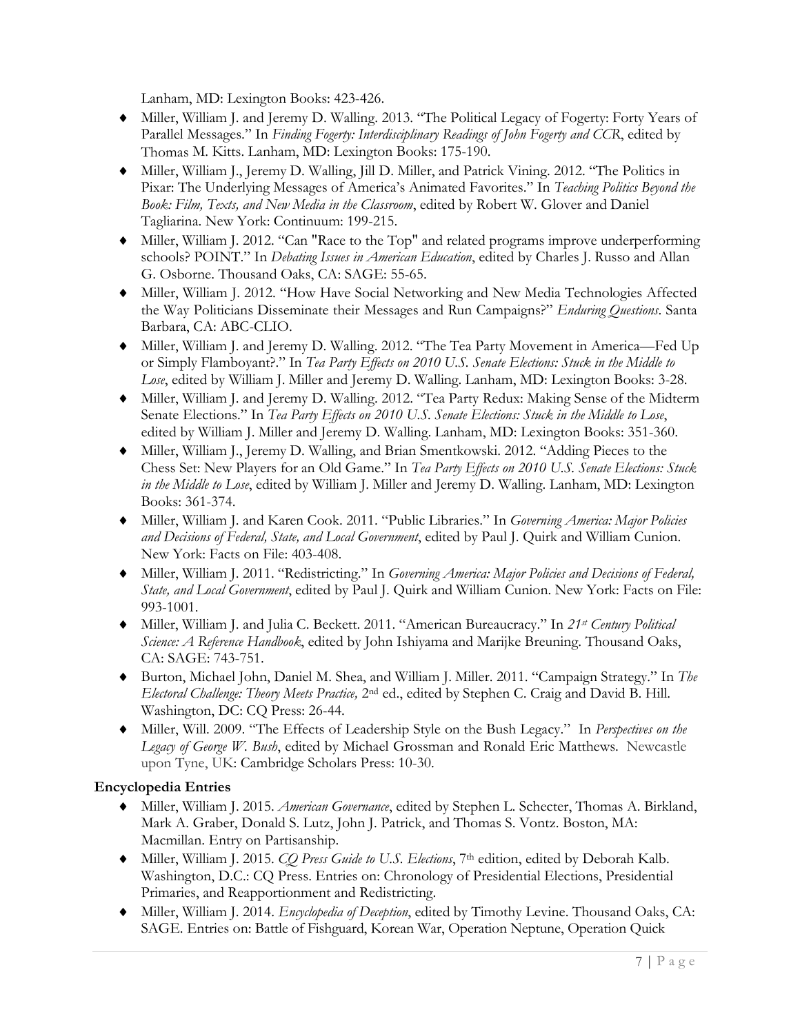Lanham, MD: Lexington Books: 423-426.

- Miller, William J. and Jeremy D. Walling. 2013. "The Political Legacy of Fogerty: Forty Years of Parallel Messages." In *Finding Fogerty: Interdisciplinary Readings of John Fogerty and CCR*, edited by Thomas M. Kitts. Lanham, MD: Lexington Books: 175-190.
- Miller, William J., Jeremy D. Walling, Jill D. Miller, and Patrick Vining. 2012. "The Politics in Pixar: The Underlying Messages of America's Animated Favorites." In *Teaching Politics Beyond the Book: Film, Texts, and New Media in the Classroom*, edited by Robert W. Glover and Daniel Tagliarina. New York: Continuum: 199-215.
- Miller, William J. 2012. "Can "Race to the Top" and related programs improve underperforming schools? POINT." In *Debating Issues in American Education*, edited by Charles J. Russo and Allan G. Osborne. Thousand Oaks, CA: SAGE: 55-65.
- Miller, William J. 2012. "How Have Social Networking and New Media Technologies Affected the Way Politicians Disseminate their Messages and Run Campaigns?" *Enduring Questions*. Santa Barbara, CA: ABC-CLIO.
- Miller, William J. and Jeremy D. Walling. 2012. "The Tea Party Movement in America—Fed Up or Simply Flamboyant?." In *Tea Party Effects on 2010 U.S. Senate Elections: Stuck in the Middle to Lose*, edited by William J. Miller and Jeremy D. Walling. Lanham, MD: Lexington Books: 3-28.
- Miller, William J. and Jeremy D. Walling. 2012. "Tea Party Redux: Making Sense of the Midterm Senate Elections." In *Tea Party Effects on 2010 U.S. Senate Elections: Stuck in the Middle to Lose*, edited by William J. Miller and Jeremy D. Walling. Lanham, MD: Lexington Books: 351-360.
- Miller, William J., Jeremy D. Walling, and Brian Smentkowski. 2012. "Adding Pieces to the Chess Set: New Players for an Old Game." In *Tea Party Effects on 2010 U.S. Senate Elections: Stuck in the Middle to Lose*, edited by William J. Miller and Jeremy D. Walling. Lanham, MD: Lexington Books: 361-374.
- Miller, William J. and Karen Cook. 2011. "Public Libraries." In *Governing America: Major Policies and Decisions of Federal, State, and Local Government*, edited by Paul J. Quirk and William Cunion. New York: Facts on File: 403-408.
- Miller, William J. 2011. "Redistricting." In *Governing America: Major Policies and Decisions of Federal, State, and Local Government*, edited by Paul J. Quirk and William Cunion. New York: Facts on File: 993-1001.
- Miller, William J. and Julia C. Beckett. 2011. "American Bureaucracy." In *21st Century Political Science: A Reference Handbook*, edited by John Ishiyama and Marijke Breuning. Thousand Oaks, CA: SAGE: 743-751.
- Burton, Michael John, Daniel M. Shea, and William J. Miller. 2011. "Campaign Strategy." In *The Electoral Challenge: Theory Meets Practice,* 2nd ed., edited by Stephen C. Craig and David B. Hill. Washington, DC: CQ Press: 26-44.
- Miller, Will. 2009. "The Effects of Leadership Style on the Bush Legacy." In *Perspectives on the Legacy of George W. Bush*, edited by Michael Grossman and Ronald Eric Matthews. Newcastle upon Tyne, UK: Cambridge Scholars Press: 10-30.

**Encyclopedia Entries**

- Miller, William J. 2015. *American Governance*, edited by Stephen L. Schecter, Thomas A. Birkland, Mark A. Graber, Donald S. Lutz, John J. Patrick, and Thomas S. Vontz. Boston, MA: Macmillan. Entry on Partisanship.
- Miller, William J. 2015. *CQ Press Guide to U.S. Elections*, 7th edition, edited by Deborah Kalb. Washington, D.C.: CQ Press. Entries on: Chronology of Presidential Elections, Presidential Primaries, and Reapportionment and Redistricting.
- Miller, William J. 2014. *Encyclopedia of Deception*, edited by Timothy Levine. Thousand Oaks, CA: SAGE. Entries on: Battle of Fishguard, Korean War, Operation Neptune, Operation Quick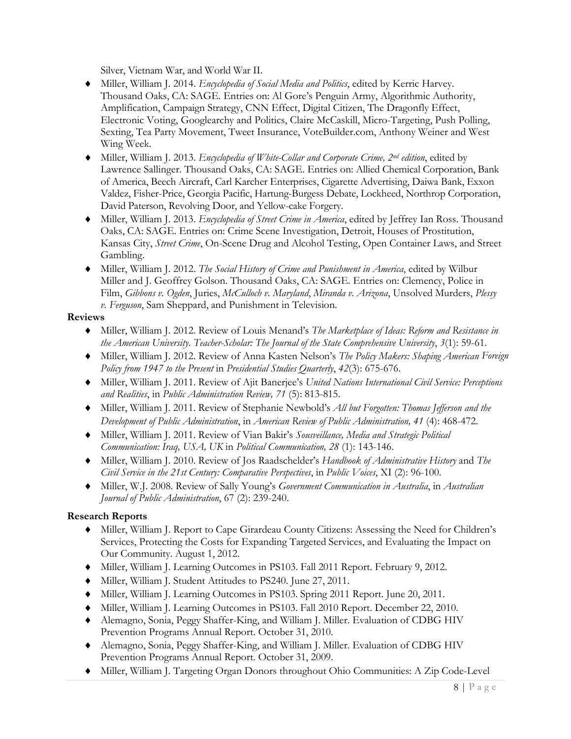Silver, Vietnam War, and World War II.

- Miller, William J. 2014. *Encyclopedia of Social Media and Politics*, edited by Kerric Harvey. Thousand Oaks, CA: SAGE. Entries on: Al Gore's Penguin Army, Algorithmic Authority, Amplification, Campaign Strategy, CNN Effect, Digital Citizen, The Dragonfly Effect, Electronic Voting, Googlearchy and Politics, Claire McCaskill, Micro-Targeting, Push Polling, Sexting, Tea Party Movement, Tweet Insurance, VoteBuilder.com, Anthony Weiner and West Wing Week.
- Miller, William J. 2013. *Encyclopedia of White-Collar and Corporate Crime, 2nd edition*, edited by Lawrence Sallinger. Thousand Oaks, CA: SAGE. Entries on: Allied Chemical Corporation, Bank of America, Beech Aircraft, Carl Karcher Enterprises, Cigarette Advertising, Daiwa Bank, Exxon Valdez, Fisher-Price, Georgia Pacific, Hartung-Burgess Debate, Lockheed, Northrop Corporation, David Paterson, Revolving Door, and Yellow-cake Forgery.
- Miller, William J. 2013. *Encyclopedia of Street Crime in America*, edited by Jeffrey Ian Ross. Thousand Oaks, CA: SAGE. Entries on: Crime Scene Investigation, Detroit, Houses of Prostitution, Kansas City, *Street Crime*, On-Scene Drug and Alcohol Testing, Open Container Laws, and Street Gambling.
- Miller, William J. 2012. *The Social History of Crime and Punishment in America*, edited by Wilbur Miller and J. Geoffrey Golson. Thousand Oaks, CA: SAGE. Entries on: Clemency, Police in Film, *Gibbons v. Ogden*, Juries, *McCulloch v. Maryland*, *Miranda v. Arizona*, Unsolved Murders, *Plessy v. Ferguson*, Sam Sheppard, and Punishment in Television.

**Reviews**

- Miller, William J. 2012. Review of Louis Menand's *The Marketplace of Ideas: Reform and Resistance in the American University*. *Teacher-Scholar: The Journal of the State Comprehensive University*, *3*(1): 59-61.
- Miller, William J. 2012. Review of Anna Kasten Nelson's *The Policy Makers: Shaping American Foreign Policy from 1947 to the Present* in *Presidential Studies Quarterly*, *42*(3): 675-676.
- Miller, William J. 2011. Review of Ajit Banerjee's *United Nations International Civil Service: Perceptions and Realities*, in *Public Administration Review, 71* (5): 813-815.
- Miller, William J. 2011. Review of Stephanie Newbold's *All but Forgotten: Thomas Jefferson and the Development of Public Administration*, in *American Review of Public Administration, 41* (4): 468-472.
- Miller, William J. 2011. Review of Vian Bakir's *Sousveillance, Media and Strategic Political Communication: Iraq, USA, UK* in *Political Communication, 28* (1): 143-146.
- Miller, William J. 2010. Review of Jos Raadschelder's *Handbook of Administrative History* and *The Civil Service in the 21st Century: Comparative Perspectives*, in *Public Voices*, XI (2): 96-100.
- Miller, W.J. 2008. Review of Sally Young's *Government Communication in Australia*, in *Australian Journal of Public Administration*, 67 (2): 239-240.

**Research Reports**

- Miller, William J. Report to Cape Girardeau County Citizens: Assessing the Need for Children's Services, Protecting the Costs for Expanding Targeted Services, and Evaluating the Impact on Our Community. August 1, 2012.
- Miller, William J. Learning Outcomes in PS103. Fall 2011 Report. February 9, 2012.
- Miller, William J. Student Attitudes to PS240. June 27, 2011.
- Miller, William J. Learning Outcomes in PS103. Spring 2011 Report. June 20, 2011.
- Miller, William J. Learning Outcomes in PS103. Fall 2010 Report. December 22, 2010.
- Alemagno, Sonia, Peggy Shaffer-King, and William J. Miller. Evaluation of CDBG HIV Prevention Programs Annual Report. October 31, 2010.
- Alemagno, Sonia, Peggy Shaffer-King, and William J. Miller. Evaluation of CDBG HIV Prevention Programs Annual Report. October 31, 2009.
- Miller, William J. Targeting Organ Donors throughout Ohio Communities: A Zip Code-Level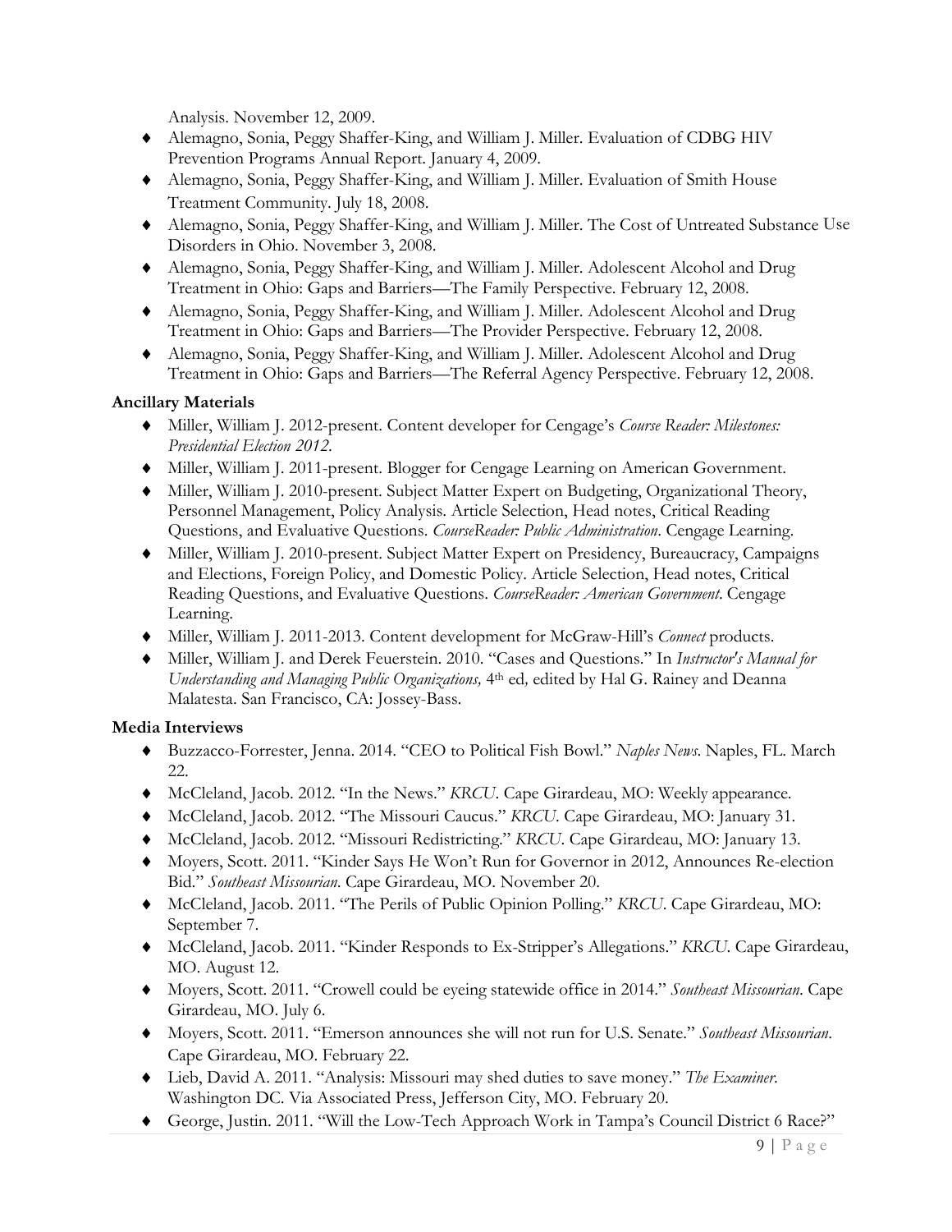Analysis. November 12, 2009.

- Alemagno, Sonia, Peggy Shaffer-King, and William J. Miller. Evaluation of CDBG HIV Prevention Programs Annual Report. January 4, 2009.
- Alemagno, Sonia, Peggy Shaffer-King, and William J. Miller. Evaluation of Smith House Treatment Community. July 18, 2008.
- Alemagno, Sonia, Peggy Shaffer-King, and William J. Miller. The Cost of Untreated Substance Use Disorders in Ohio. November 3, 2008.
- Alemagno, Sonia, Peggy Shaffer-King, and William J. Miller. Adolescent Alcohol and Drug Treatment in Ohio: Gaps and Barriers—The Family Perspective. February 12, 2008.
- Alemagno, Sonia, Peggy Shaffer-King, and William J. Miller. Adolescent Alcohol and Drug Treatment in Ohio: Gaps and Barriers—The Provider Perspective. February 12, 2008.
- Alemagno, Sonia, Peggy Shaffer-King, and William J. Miller. Adolescent Alcohol and Drug Treatment in Ohio: Gaps and Barriers—The Referral Agency Perspective. February 12, 2008.

**Ancillary Materials**

- Miller, William J. 2012-present. Content developer for Cengage's *Course Reader: Milestones: Presidential Election 2012*.
- Miller, William J. 2011-present. Blogger for Cengage Learning on American Government.
- Miller, William J. 2010-present. Subject Matter Expert on Budgeting, Organizational Theory, Personnel Management, Policy Analysis. Article Selection, Head notes, Critical Reading Questions, and Evaluative Questions. *CourseReader: Public Administration*. Cengage Learning.
- Miller, William J. 2010-present. Subject Matter Expert on Presidency, Bureaucracy, Campaigns and Elections, Foreign Policy, and Domestic Policy. Article Selection, Head notes, Critical Reading Questions, and Evaluative Questions. *CourseReader: American Government*. Cengage Learning.
- Miller, William J. 2011-2013. Content development for McGraw-Hill's *Connect* products.
- Miller, William J. and Derek Feuerstein. 2010. "Cases and Questions." In *Instructor's Manual for Understanding and Managing Public Organizations,* 4th ed*,* edited by Hal G. Rainey and Deanna Malatesta. San Francisco, CA: Jossey-Bass.

**Media Interviews**

- Buzzacco-Forrester, Jenna. 2014. "CEO to Political Fish Bowl." *Naples News*. Naples, FL. March 22.
- McCleland, Jacob. 2012. "In the News." *KRCU*. Cape Girardeau, MO: Weekly appearance.
- McCleland, Jacob. 2012. "The Missouri Caucus." *KRCU*. Cape Girardeau, MO: January 31.
- McCleland, Jacob. 2012. "Missouri Redistricting." *KRCU*. Cape Girardeau, MO: January 13.
- Moyers, Scott. 2011. "Kinder Says He Won't Run for Governor in 2012, Announces Re-election Bid." *Southeast Missourian*. Cape Girardeau, MO. November 20.
- McCleland, Jacob. 2011. "The Perils of Public Opinion Polling." *KRCU*. Cape Girardeau, MO: September 7.
- McCleland, Jacob. 2011. "Kinder Responds to Ex-Stripper's Allegations." *KRCU*. Cape Girardeau, MO. August 12.
- Moyers, Scott. 2011. "Crowell could be eyeing statewide office in 2014." *Southeast Missourian*. Cape Girardeau, MO. July 6.
- Moyers, Scott. 2011. "Emerson announces she will not run for U.S. Senate." *Southeast Missourian*. Cape Girardeau, MO. February 22.
- Lieb, David A. 2011. "Analysis: Missouri may shed duties to save money." *The Examiner*. Washington DC. Via Associated Press, Jefferson City, MO. February 20.
- George, Justin. 2011. "Will the Low-Tech Approach Work in Tampa's Council District 6 Race?"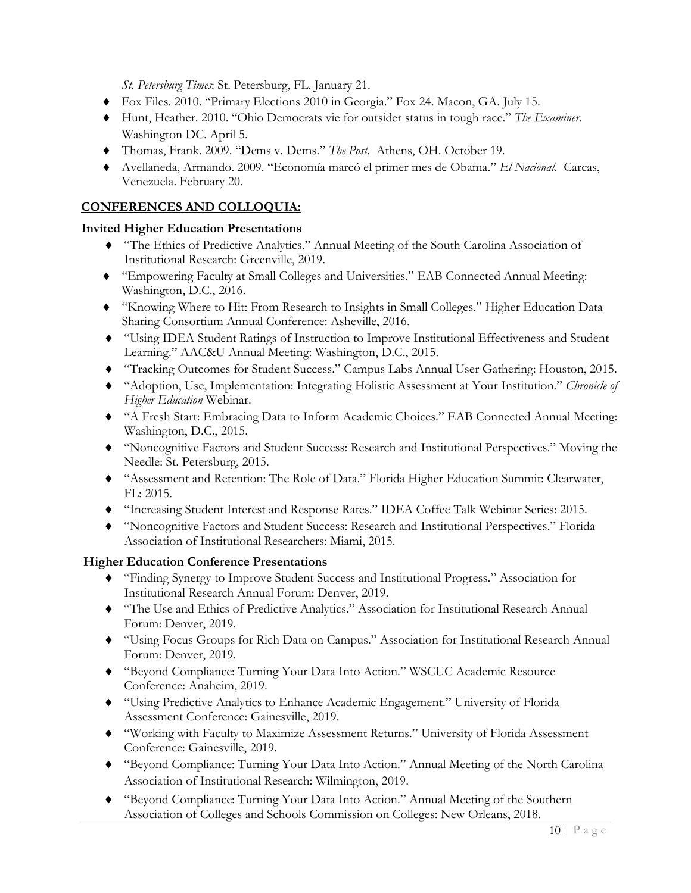*St. Petersburg Times*: St. Petersburg, FL. January 21.

- Fox Files. 2010. “Primary Elections 2010 in Georgia.” Fox 24. Macon, GA. July 15.
- Hunt, Heather. 2010. “Ohio Democrats vie for outsider status in tough race.” *The Examiner*. Washington DC. April 5.
- Thomas, Frank. 2009. “Dems v. Dems.” *The Post*. Athens, OH. October 19.
- Avellaneda, Armando. 2009. “Economía marcó el primer mes de Obama.” *El Nacional*. Carcas, Venezuela. February 20.

## CONFERENCES AND COLLOQUIA:

**Invited Higher Education Presentations**

- “The Ethics of Predictive Analytics.” Annual Meeting of the South Carolina Association of Institutional Research: Greenville, 2019.
- “Empowering Faculty at Small Colleges and Universities.” EAB Connected Annual Meeting: Washington, D.C., 2016.
- “Knowing Where to Hit: From Research to Insights in Small Colleges.” Higher Education Data Sharing Consortium Annual Conference: Asheville, 2016.
- “Using IDEA Student Ratings of Instruction to Improve Institutional Effectiveness and Student Learning.” AAC&U Annual Meeting: Washington, D.C., 2015.
- “Tracking Outcomes for Student Success.” Campus Labs Annual User Gathering: Houston, 2015.
- “Adoption, Use, Implementation: Integrating Holistic Assessment at Your Institution.” *Chronicle of Higher Education* Webinar.
- “A Fresh Start: Embracing Data to Inform Academic Choices.” EAB Connected Annual Meeting: Washington, D.C., 2015.
- “Noncognitive Factors and Student Success: Research and Institutional Perspectives.” Moving the Needle: St. Petersburg, 2015.
- “Assessment and Retention: The Role of Data.” Florida Higher Education Summit: Clearwater, FL: 2015.
- “Increasing Student Interest and Response Rates.” IDEA Coffee Talk Webinar Series: 2015.
- “Noncognitive Factors and Student Success: Research and Institutional Perspectives.” Florida Association of Institutional Researchers: Miami, 2015.

**Higher Education Conference Presentations**

- “Finding Synergy to Improve Student Success and Institutional Progress.” Association for Institutional Research Annual Forum: Denver, 2019.
- “The Use and Ethics of Predictive Analytics.” Association for Institutional Research Annual Forum: Denver, 2019.
- “Using Focus Groups for Rich Data on Campus.” Association for Institutional Research Annual Forum: Denver, 2019.
- “Beyond Compliance: Turning Your Data Into Action.” WSCUC Academic Resource Conference: Anaheim, 2019.
- “Using Predictive Analytics to Enhance Academic Engagement.” University of Florida Assessment Conference: Gainesville, 2019.
- “Working with Faculty to Maximize Assessment Returns.” University of Florida Assessment Conference: Gainesville, 2019.
- “Beyond Compliance: Turning Your Data Into Action.” Annual Meeting of the North Carolina Association of Institutional Research: Wilmington, 2019.
- “Beyond Compliance: Turning Your Data Into Action.” Annual Meeting of the Southern Association of Colleges and Schools Commission on Colleges: New Orleans, 2018.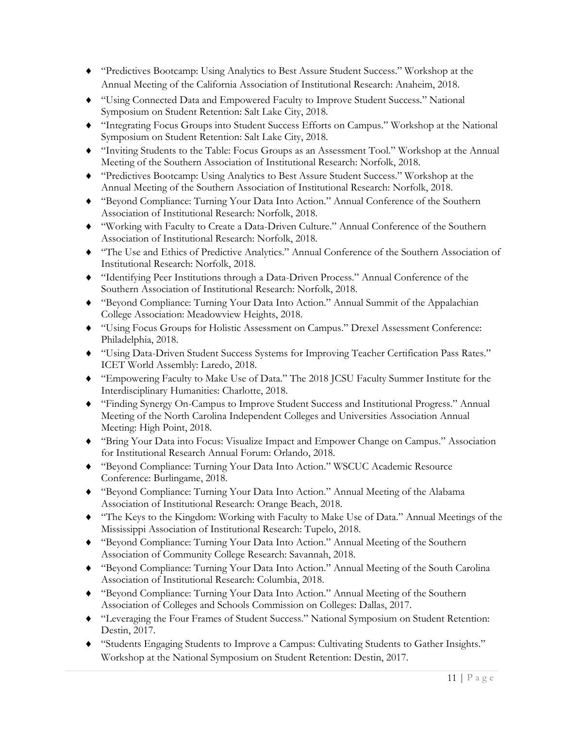- "Predictives Bootcamp: Using Analytics to Best Assure Student Success." Workshop at the Annual Meeting of the California Association of Institutional Research: Anaheim, 2018.
- "Using Connected Data and Empowered Faculty to Improve Student Success." National Symposium on Student Retention: Salt Lake City, 2018.
- "Integrating Focus Groups into Student Success Efforts on Campus." Workshop at the National Symposium on Student Retention: Salt Lake City, 2018.
- "Inviting Students to the Table: Focus Groups as an Assessment Tool." Workshop at the Annual Meeting of the Southern Association of Institutional Research: Norfolk, 2018.
- "Predictives Bootcamp: Using Analytics to Best Assure Student Success." Workshop at the Annual Meeting of the Southern Association of Institutional Research: Norfolk, 2018.
- "Beyond Compliance: Turning Your Data Into Action." Annual Conference of the Southern Association of Institutional Research: Norfolk, 2018.
- "Working with Faculty to Create a Data-Driven Culture." Annual Conference of the Southern Association of Institutional Research: Norfolk, 2018.
- "The Use and Ethics of Predictive Analytics." Annual Conference of the Southern Association of Institutional Research: Norfolk, 2018.
- "Identifying Peer Institutions through a Data-Driven Process." Annual Conference of the Southern Association of Institutional Research: Norfolk, 2018.
- "Beyond Compliance: Turning Your Data Into Action." Annual Summit of the Appalachian College Association: Meadowview Heights, 2018.
- "Using Focus Groups for Holistic Assessment on Campus." Drexel Assessment Conference: Philadelphia, 2018.
- "Using Data-Driven Student Success Systems for Improving Teacher Certification Pass Rates." ICET World Assembly: Laredo, 2018.
- "Empowering Faculty to Make Use of Data." The 2018 JCSU Faculty Summer Institute for the Interdisciplinary Humanities: Charlotte, 2018.
- "Finding Synergy On-Campus to Improve Student Success and Institutional Progress." Annual Meeting of the North Carolina Independent Colleges and Universities Association Annual Meeting: High Point, 2018.
- "Bring Your Data into Focus: Visualize Impact and Empower Change on Campus." Association for Institutional Research Annual Forum: Orlando, 2018.
- "Beyond Compliance: Turning Your Data Into Action." WSCUC Academic Resource Conference: Burlingame, 2018.
- "Beyond Compliance: Turning Your Data Into Action." Annual Meeting of the Alabama Association of Institutional Research: Orange Beach, 2018.
- "The Keys to the Kingdom: Working with Faculty to Make Use of Data." Annual Meetings of the Mississippi Association of Institutional Research: Tupelo, 2018.
- "Beyond Compliance: Turning Your Data Into Action." Annual Meeting of the Southern Association of Community College Research: Savannah, 2018.
- "Beyond Compliance: Turning Your Data Into Action." Annual Meeting of the South Carolina Association of Institutional Research: Columbia, 2018.
- "Beyond Compliance: Turning Your Data Into Action." Annual Meeting of the Southern Association of Colleges and Schools Commission on Colleges: Dallas, 2017.
- "Leveraging the Four Frames of Student Success." National Symposium on Student Retention: Destin, 2017.
- "Students Engaging Students to Improve a Campus: Cultivating Students to Gather Insights." Workshop at the National Symposium on Student Retention: Destin, 2017.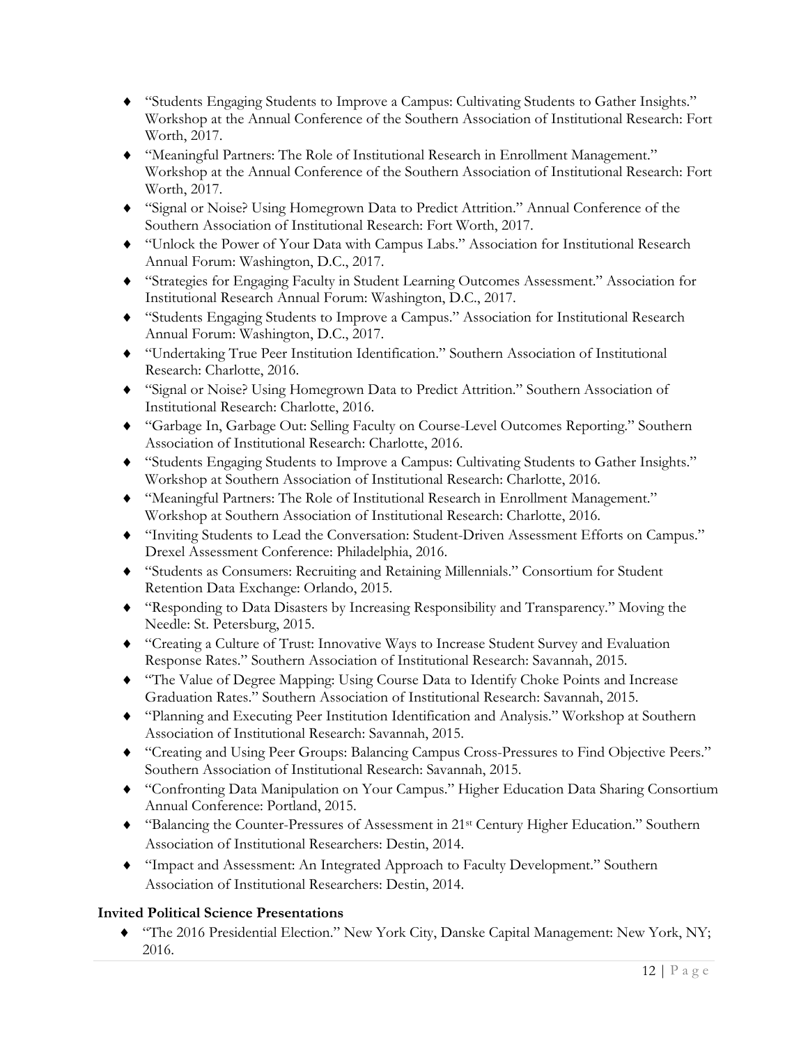- "Students Engaging Students to Improve a Campus: Cultivating Students to Gather Insights." Workshop at the Annual Conference of the Southern Association of Institutional Research: Fort Worth, 2017.
- "Meaningful Partners: The Role of Institutional Research in Enrollment Management." Workshop at the Annual Conference of the Southern Association of Institutional Research: Fort Worth, 2017.
- "Signal or Noise? Using Homegrown Data to Predict Attrition." Annual Conference of the Southern Association of Institutional Research: Fort Worth, 2017.
- "Unlock the Power of Your Data with Campus Labs." Association for Institutional Research Annual Forum: Washington, D.C., 2017.
- "Strategies for Engaging Faculty in Student Learning Outcomes Assessment." Association for Institutional Research Annual Forum: Washington, D.C., 2017.
- "Students Engaging Students to Improve a Campus." Association for Institutional Research Annual Forum: Washington, D.C., 2017.
- "Undertaking True Peer Institution Identification." Southern Association of Institutional Research: Charlotte, 2016.
- "Signal or Noise? Using Homegrown Data to Predict Attrition." Southern Association of Institutional Research: Charlotte, 2016.
- "Garbage In, Garbage Out: Selling Faculty on Course-Level Outcomes Reporting." Southern Association of Institutional Research: Charlotte, 2016.
- "Students Engaging Students to Improve a Campus: Cultivating Students to Gather Insights." Workshop at Southern Association of Institutional Research: Charlotte, 2016.
- "Meaningful Partners: The Role of Institutional Research in Enrollment Management." Workshop at Southern Association of Institutional Research: Charlotte, 2016.
- "Inviting Students to Lead the Conversation: Student-Driven Assessment Efforts on Campus." Drexel Assessment Conference: Philadelphia, 2016.
- "Students as Consumers: Recruiting and Retaining Millennials." Consortium for Student Retention Data Exchange: Orlando, 2015.
- "Responding to Data Disasters by Increasing Responsibility and Transparency." Moving the Needle: St. Petersburg, 2015.
- "Creating a Culture of Trust: Innovative Ways to Increase Student Survey and Evaluation Response Rates." Southern Association of Institutional Research: Savannah, 2015.
- "The Value of Degree Mapping: Using Course Data to Identify Choke Points and Increase Graduation Rates." Southern Association of Institutional Research: Savannah, 2015.
- "Planning and Executing Peer Institution Identification and Analysis." Workshop at Southern Association of Institutional Research: Savannah, 2015.
- "Creating and Using Peer Groups: Balancing Campus Cross-Pressures to Find Objective Peers." Southern Association of Institutional Research: Savannah, 2015.
- "Confronting Data Manipulation on Your Campus." Higher Education Data Sharing Consortium Annual Conference: Portland, 2015.
- "Balancing the Counter-Pressures of Assessment in 21st Century Higher Education." Southern Association of Institutional Researchers: Destin, 2014.
- "Impact and Assessment: An Integrated Approach to Faculty Development." Southern Association of Institutional Researchers: Destin, 2014.

**Invited Political Science Presentations**

- "The 2016 Presidential Election." New York City, Danske Capital Management: New York, NY; 2016.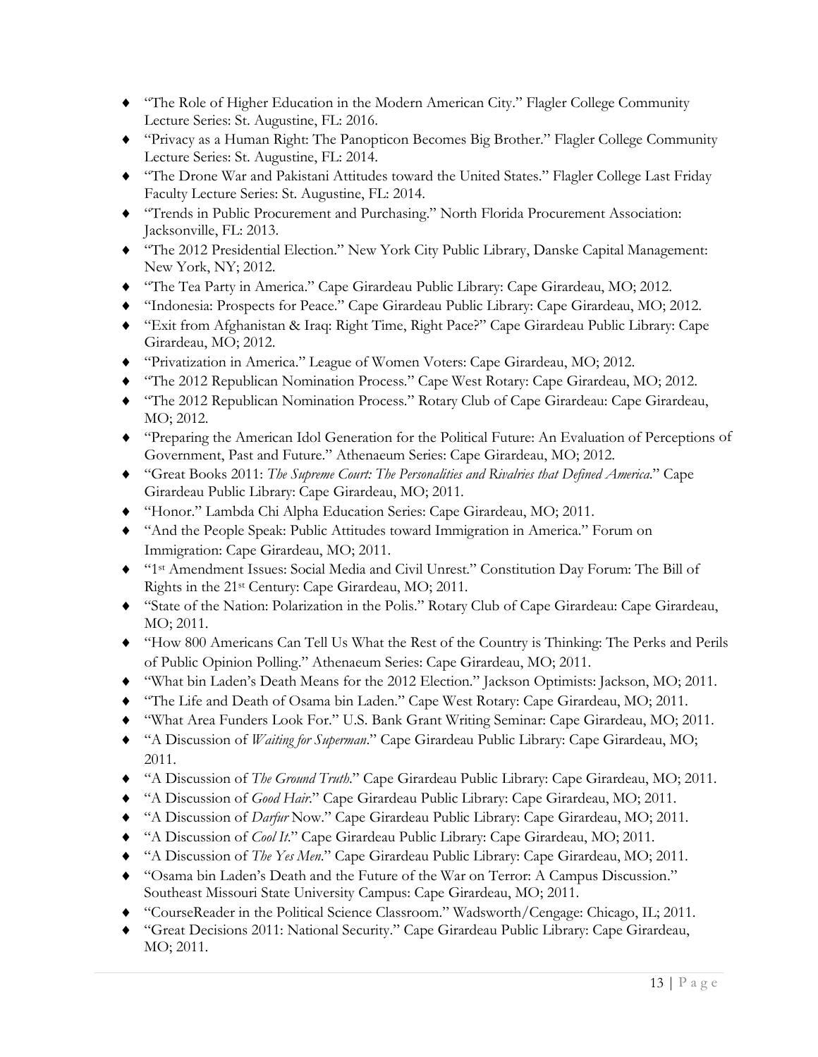- "The Role of Higher Education in the Modern American City." Flagler College Community Lecture Series: St. Augustine, FL: 2016.
- "Privacy as a Human Right: The Panopticon Becomes Big Brother." Flagler College Community Lecture Series: St. Augustine, FL: 2014.
- "The Drone War and Pakistani Attitudes toward the United States." Flagler College Last Friday Faculty Lecture Series: St. Augustine, FL: 2014.
- "Trends in Public Procurement and Purchasing." North Florida Procurement Association: Jacksonville, FL: 2013.
- "The 2012 Presidential Election." New York City Public Library, Danske Capital Management: New York, NY; 2012.
- "The Tea Party in America." Cape Girardeau Public Library: Cape Girardeau, MO; 2012.
- "Indonesia: Prospects for Peace." Cape Girardeau Public Library: Cape Girardeau, MO; 2012.
- "Exit from Afghanistan & Iraq: Right Time, Right Pace?" Cape Girardeau Public Library: Cape Girardeau, MO; 2012.
- "Privatization in America." League of Women Voters: Cape Girardeau, MO; 2012.
- "The 2012 Republican Nomination Process." Cape West Rotary: Cape Girardeau, MO; 2012.
- "The 2012 Republican Nomination Process." Rotary Club of Cape Girardeau: Cape Girardeau, MO; 2012.
- "Preparing the American Idol Generation for the Political Future: An Evaluation of Perceptions of Government, Past and Future." Athenaeum Series: Cape Girardeau, MO; 2012.
- "Great Books 2011: *The Supreme Court: The Personalities and Rivalries that Defined America*." Cape Girardeau Public Library: Cape Girardeau, MO; 2011.
- "Honor." Lambda Chi Alpha Education Series: Cape Girardeau, MO; 2011.
- "And the People Speak: Public Attitudes toward Immigration in America." Forum on Immigration: Cape Girardeau, MO; 2011.
- "1st Amendment Issues: Social Media and Civil Unrest." Constitution Day Forum: The Bill of Rights in the 21st Century: Cape Girardeau, MO; 2011.
- "State of the Nation: Polarization in the Polis." Rotary Club of Cape Girardeau: Cape Girardeau, MO; 2011.
- "How 800 Americans Can Tell Us What the Rest of the Country is Thinking: The Perks and Perils of Public Opinion Polling." Athenaeum Series: Cape Girardeau, MO; 2011.
- "What bin Laden's Death Means for the 2012 Election." Jackson Optimists: Jackson, MO; 2011.
- "The Life and Death of Osama bin Laden." Cape West Rotary: Cape Girardeau, MO; 2011.
- "What Area Funders Look For." U.S. Bank Grant Writing Seminar: Cape Girardeau, MO; 2011.
- "A Discussion of *Waiting for Superman*." Cape Girardeau Public Library: Cape Girardeau, MO; 2011.
- "A Discussion of *The Ground Truth*." Cape Girardeau Public Library: Cape Girardeau, MO; 2011.
- "A Discussion of *Good Hair*." Cape Girardeau Public Library: Cape Girardeau, MO; 2011.
- "A Discussion of *Darfur* Now." Cape Girardeau Public Library: Cape Girardeau, MO; 2011.
- "A Discussion of *Cool It*." Cape Girardeau Public Library: Cape Girardeau, MO; 2011.
- "A Discussion of *The Yes Men*." Cape Girardeau Public Library: Cape Girardeau, MO; 2011.
- "Osama bin Laden's Death and the Future of the War on Terror: A Campus Discussion." Southeast Missouri State University Campus: Cape Girardeau, MO; 2011.
- "CourseReader in the Political Science Classroom." Wadsworth/Cengage: Chicago, IL; 2011.
- "Great Decisions 2011: National Security." Cape Girardeau Public Library: Cape Girardeau, MO; 2011.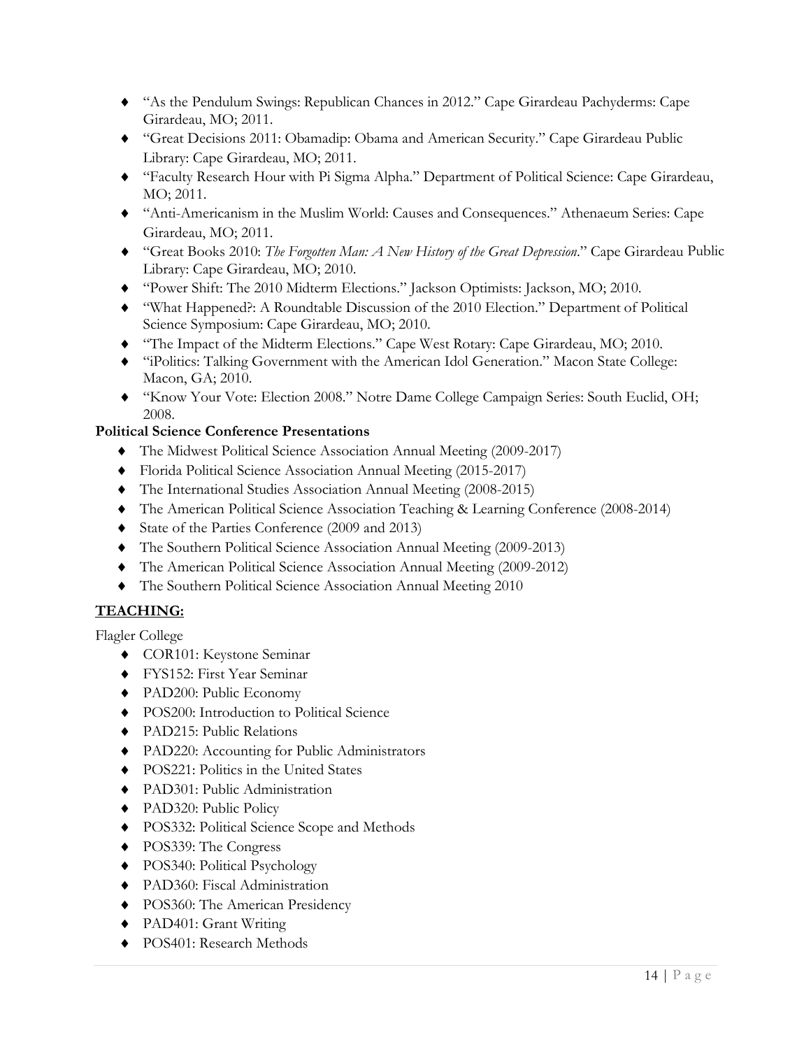- "As the Pendulum Swings: Republican Chances in 2012." Cape Girardeau Pachyderms: Cape Girardeau, MO; 2011.
- "Great Decisions 2011: Obamadip: Obama and American Security." Cape Girardeau Public Library: Cape Girardeau, MO; 2011.
- "Faculty Research Hour with Pi Sigma Alpha." Department of Political Science: Cape Girardeau, MO; 2011.
- "Anti-Americanism in the Muslim World: Causes and Consequences." Athenaeum Series: Cape Girardeau, MO; 2011.
- "Great Books 2010: *The Forgotten Man: A New History of the Great Depression*." Cape Girardeau Public Library: Cape Girardeau, MO; 2010.
- "Power Shift: The 2010 Midterm Elections." Jackson Optimists: Jackson, MO; 2010.
- "What Happened?: A Roundtable Discussion of the 2010 Election." Department of Political Science Symposium: Cape Girardeau, MO; 2010.
- "The Impact of the Midterm Elections." Cape West Rotary: Cape Girardeau, MO; 2010.
- "iPolitics: Talking Government with the American Idol Generation." Macon State College: Macon, GA; 2010.
- "Know Your Vote: Election 2008." Notre Dame College Campaign Series: South Euclid, OH; 2008.

**Political Science Conference Presentations**

- The Midwest Political Science Association Annual Meeting (2009-2017)
- Florida Political Science Association Annual Meeting (2015-2017)
- The International Studies Association Annual Meeting (2008-2015)
- The American Political Science Association Teaching & Learning Conference (2008-2014)
- State of the Parties Conference (2009 and 2013)
- The Southern Political Science Association Annual Meeting (2009-2013)
- The American Political Science Association Annual Meeting (2009-2012)
- The Southern Political Science Association Annual Meeting 2010

## TEACHING:

Flagler College

- COR101: Keystone Seminar
- FYS152: First Year Seminar
- PAD200: Public Economy
- POS200: Introduction to Political Science
- PAD215: Public Relations
- PAD220: Accounting for Public Administrators
- POS221: Politics in the United States
- PAD301: Public Administration
- PAD320: Public Policy
- POS332: Political Science Scope and Methods
- POS339: The Congress
- POS340: Political Psychology
- PAD360: Fiscal Administration
- POS360: The American Presidency
- PAD401: Grant Writing
- POS401: Research Methods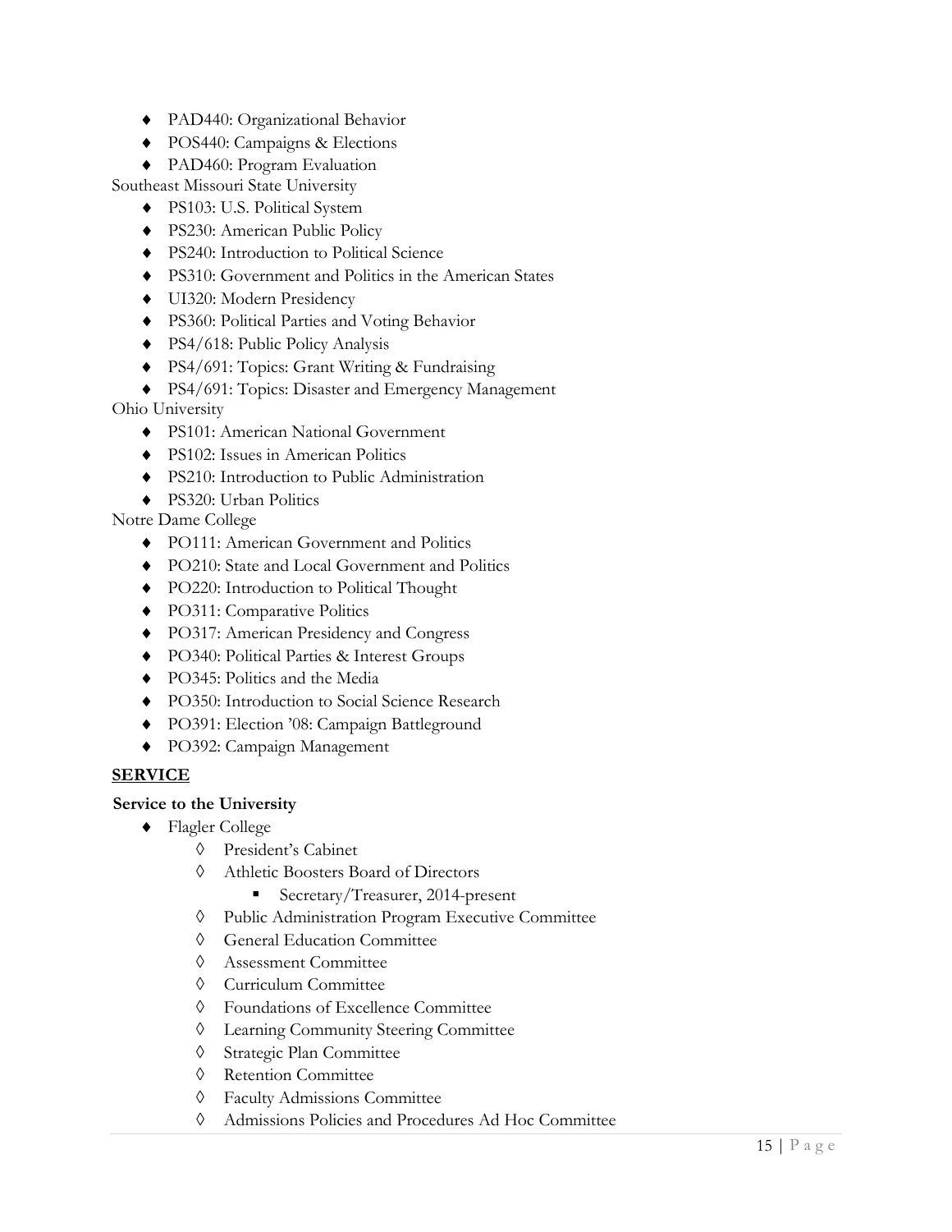- PAD440: Organizational Behavior
- POS440: Campaigns & Elections
- PAD460: Program Evaluation

Southeast Missouri State University

- PS103: U.S. Political System
- PS230: American Public Policy
- PS240: Introduction to Political Science
- PS310: Government and Politics in the American States
- UI320: Modern Presidency
- PS360: Political Parties and Voting Behavior
- PS4/618: Public Policy Analysis
- PS4/691: Topics: Grant Writing & Fundraising
- PS4/691: Topics: Disaster and Emergency Management

Ohio University

- PS101: American National Government
- PS102: Issues in American Politics
- PS210: Introduction to Public Administration
- PS320: Urban Politics

Notre Dame College

- PO111: American Government and Politics
- PO210: State and Local Government and Politics
- PO220: Introduction to Political Thought
- PO311: Comparative Politics
- PO317: American Presidency and Congress
- PO340: Political Parties & Interest Groups
- PO345: Politics and the Media
- PO350: Introduction to Social Science Research
- PO391: Election '08: Campaign Battleground
- PO392: Campaign Management

## SERVICE

**Service to the University**

- Flagler College
  - President's Cabinet
  - Athletic Boosters Board of Directors
    - Secretary/Treasurer, 2014-present
  - Public Administration Program Executive Committee
  - General Education Committee
  - Assessment Committee
  - Curriculum Committee
  - Foundations of Excellence Committee
  - Learning Community Steering Committee
  - Strategic Plan Committee
  - Retention Committee
  - Faculty Admissions Committee
  - Admissions Policies and Procedures Ad Hoc Committee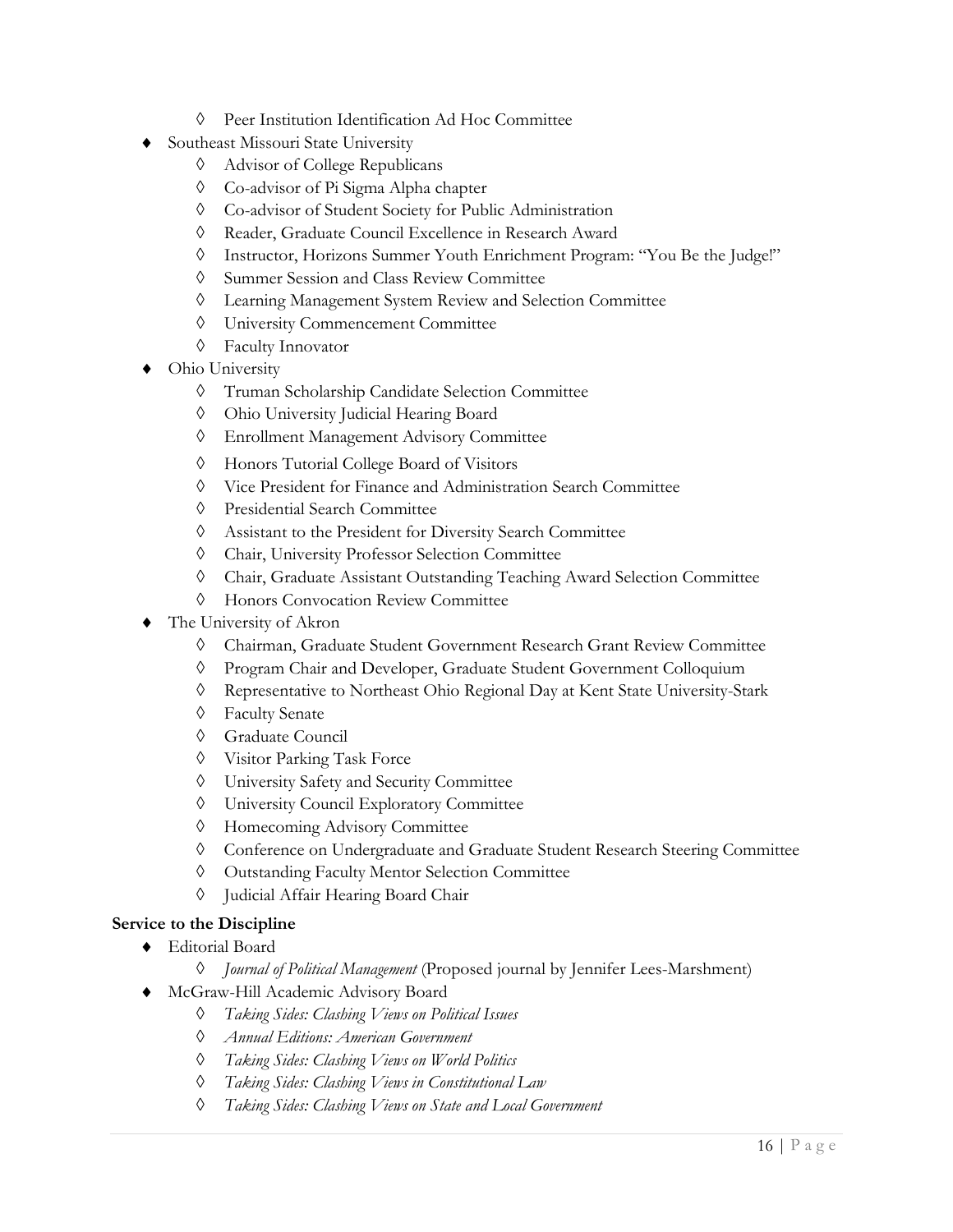- Peer Institution Identification Ad Hoc Committee
- Southeast Missouri State University
    - Advisor of College Republicans
    - Co-advisor of Pi Sigma Alpha chapter
    - Co-advisor of Student Society for Public Administration
    - Reader, Graduate Council Excellence in Research Award
    - Instructor, Horizons Summer Youth Enrichment Program: "You Be the Judge!"
    - Summer Session and Class Review Committee
    - Learning Management System Review and Selection Committee
    - University Commencement Committee
    - Faculty Innovator
- Ohio University
    - Truman Scholarship Candidate Selection Committee
    - Ohio University Judicial Hearing Board
    - Enrollment Management Advisory Committee
    - Honors Tutorial College Board of Visitors
    - Vice President for Finance and Administration Search Committee
    - Presidential Search Committee
    - Assistant to the President for Diversity Search Committee
    - Chair, University Professor Selection Committee
    - Chair, Graduate Assistant Outstanding Teaching Award Selection Committee
    - Honors Convocation Review Committee
- The University of Akron
    - Chairman, Graduate Student Government Research Grant Review Committee
    - Program Chair and Developer, Graduate Student Government Colloquium
    - Representative to Northeast Ohio Regional Day at Kent State University-Stark
    - Faculty Senate
    - Graduate Council
    - Visitor Parking Task Force
    - University Safety and Security Committee
    - University Council Exploratory Committee
    - Homecoming Advisory Committee
    - Conference on Undergraduate and Graduate Student Research Steering Committee
    - Outstanding Faculty Mentor Selection Committee
    - Judicial Affair Hearing Board Chair

**Service to the Discipline**

- Editorial Board
    - *Journal of Political Management* (Proposed journal by Jennifer Lees-Marshment)
- McGraw-Hill Academic Advisory Board
    - *Taking Sides: Clashing Views on Political Issues*
    - *Annual Editions: American Government*
    - *Taking Sides: Clashing Views on World Politics*
    - *Taking Sides: Clashing Views in Constitutional Law*
    - *Taking Sides: Clashing Views on State and Local Government*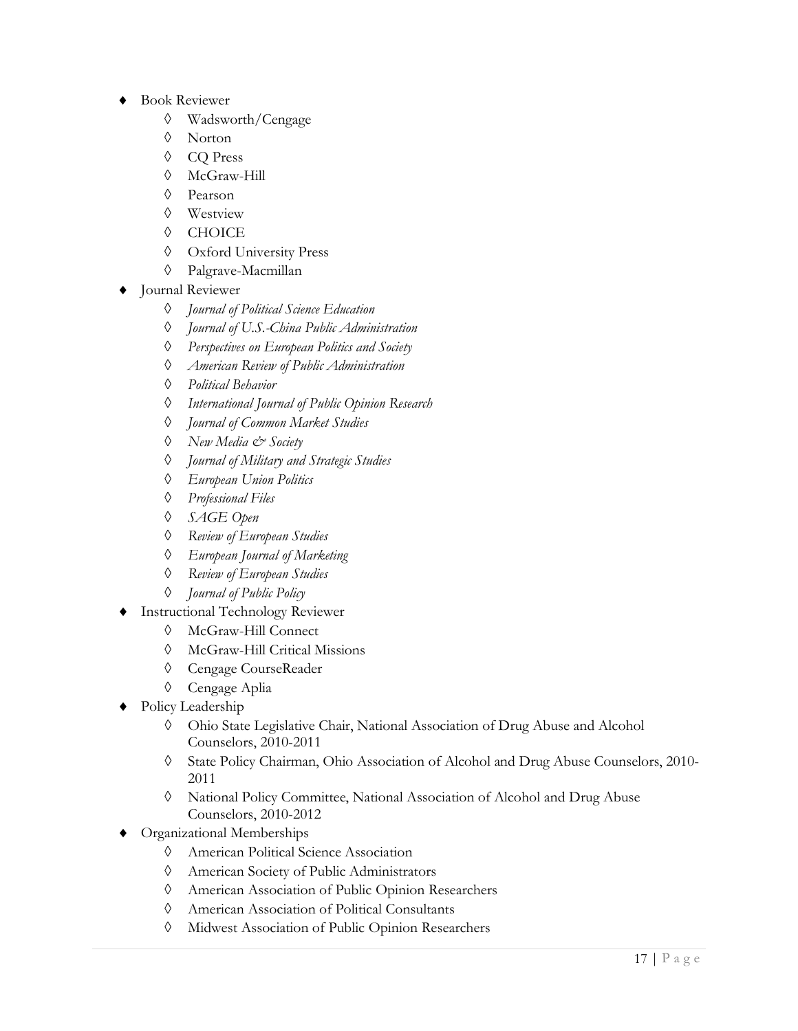- Book Reviewer
    - Wadsworth/Cengage
    - Norton
    - CQ Press
    - McGraw-Hill
    - Pearson
    - Westview
    - CHOICE
    - Oxford University Press
    - Palgrave-Macmillan
- Journal Reviewer
    - *Journal of Political Science Education*
    - *Journal of U.S.-China Public Administration*
    - *Perspectives on European Politics and Society*
    - *American Review of Public Administration*
    - *Political Behavior*
    - *International Journal of Public Opinion Research*
    - *Journal of Common Market Studies*
    - *New Media & Society*
    - *Journal of Military and Strategic Studies*
    - *European Union Politics*
    - *Professional Files*
    - *SAGE Open*
    - *Review of European Studies*
    - *European Journal of Marketing*
    - *Review of European Studies*
    - *Journal of Public Policy*
- Instructional Technology Reviewer
    - McGraw-Hill Connect
    - McGraw-Hill Critical Missions
    - Cengage CourseReader
    - Cengage Aplia
- Policy Leadership
    - Ohio State Legislative Chair, National Association of Drug Abuse and Alcohol Counselors, 2010-2011
    - State Policy Chairman, Ohio Association of Alcohol and Drug Abuse Counselors, 2010-2011
    - National Policy Committee, National Association of Alcohol and Drug Abuse Counselors, 2010-2012
- Organizational Memberships
    - American Political Science Association
    - American Society of Public Administrators
    - American Association of Public Opinion Researchers
    - American Association of Political Consultants
    - Midwest Association of Public Opinion Researchers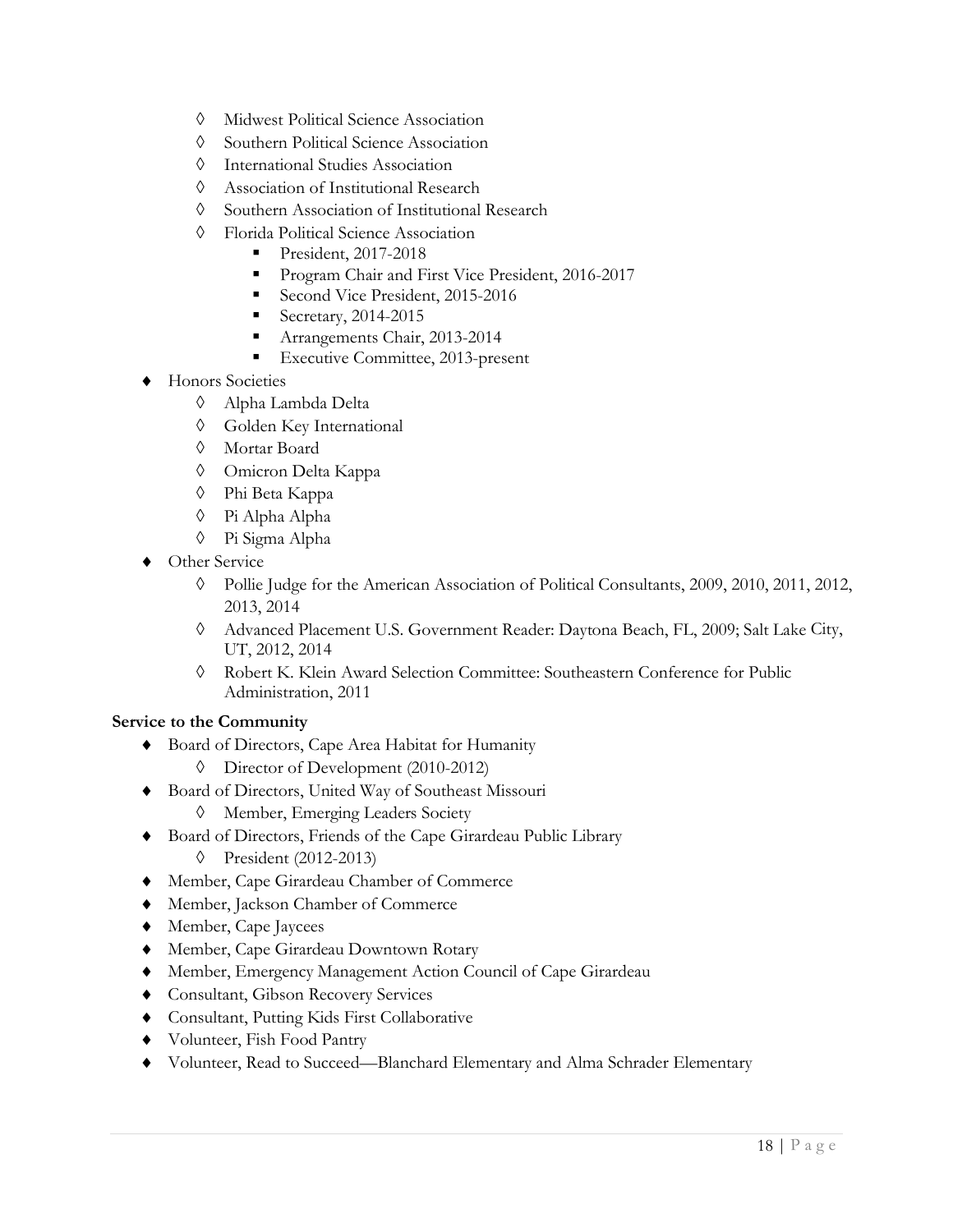- Midwest Political Science Association
- Southern Political Science Association
- International Studies Association
- Association of Institutional Research
- Southern Association of Institutional Research
- Florida Political Science Association
  - President, 2017-2018
  - Program Chair and First Vice President, 2016-2017
  - Second Vice President, 2015-2016
  - Secretary, 2014-2015
  - Arrangements Chair, 2013-2014
  - Executive Committee, 2013-present

- Honors Societies
  - Alpha Lambda Delta
  - Golden Key International
  - Mortar Board
  - Omicron Delta Kappa
  - Phi Beta Kappa
  - Pi Alpha Alpha
  - Pi Sigma Alpha
- Other Service
  - Pollie Judge for the American Association of Political Consultants, 2009, 2010, 2011, 2012, 2013, 2014
  - Advanced Placement U.S. Government Reader: Daytona Beach, FL, 2009; Salt Lake City, UT, 2012, 2014
  - Robert K. Klein Award Selection Committee: Southeastern Conference for Public Administration, 2011

**Service to the Community**

- Board of Directors, Cape Area Habitat for Humanity
  - Director of Development (2010-2012)
- Board of Directors, United Way of Southeast Missouri
  - Member, Emerging Leaders Society
- Board of Directors, Friends of the Cape Girardeau Public Library
  - President (2012-2013)
- Member, Cape Girardeau Chamber of Commerce
- Member, Jackson Chamber of Commerce
- Member, Cape Jaycees
- Member, Cape Girardeau Downtown Rotary
- Member, Emergency Management Action Council of Cape Girardeau
- Consultant, Gibson Recovery Services
- Consultant, Putting Kids First Collaborative
- Volunteer, Fish Food Pantry
- Volunteer, Read to Succeed—Blanchard Elementary and Alma Schrader Elementary